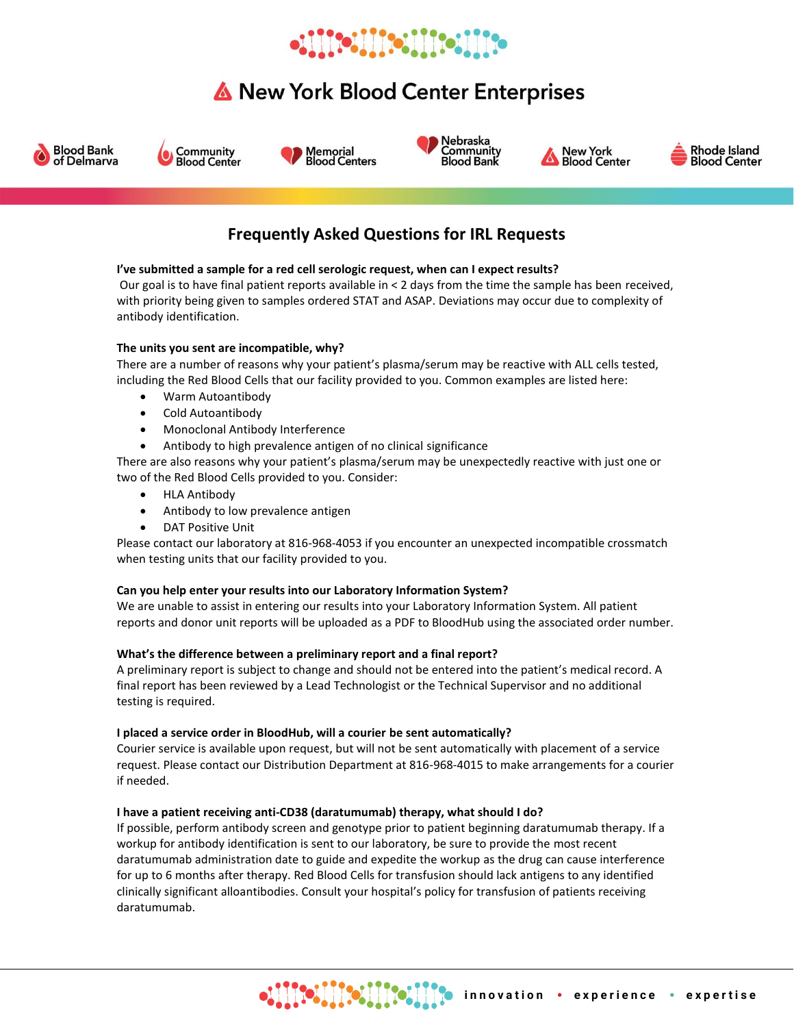# New York Blood Center Enterprises

Blood Bank of Delmarva | Community Blood Center | Memorial Blood Centers | Nebraska Community Blood Bank | New York Blood Center | Rhode Island Blood Center

## Frequently Asked Questions for IRL Requests

**I've submitted a sample for a red cell serologic request, when can I expect results?**

Our goal is to have final patient reports available in < 2 days from the time the sample has been received, with priority being given to samples ordered STAT and ASAP. Deviations may occur due to complexity of antibody identification.

**The units you sent are incompatible, why?**

There are a number of reasons why your patient's plasma/serum may be reactive with ALL cells tested, including the Red Blood Cells that our facility provided to you. Common examples are listed here:

- Warm Autoantibody
- Cold Autoantibody
- Monoclonal Antibody Interference
- Antibody to high prevalence antigen of no clinical significance

There are also reasons why your patient's plasma/serum may be unexpectedly reactive with just one or two of the Red Blood Cells provided to you. Consider:

- HLA Antibody
- Antibody to low prevalence antigen
- DAT Positive Unit

Please contact our laboratory at 816-968-4053 if you encounter an unexpected incompatible crossmatch when testing units that our facility provided to you.

**Can you help enter your results into our Laboratory Information System?**

We are unable to assist in entering our results into your Laboratory Information System. All patient reports and donor unit reports will be uploaded as a PDF to BloodHub using the associated order number.

**What's the difference between a preliminary report and a final report?**

A preliminary report is subject to change and should not be entered into the patient's medical record. A final report has been reviewed by a Lead Technologist or the Technical Supervisor and no additional testing is required.

**I placed a service order in BloodHub, will a courier be sent automatically?**

Courier service is available upon request, but will not be sent automatically with placement of a service request. Please contact our Distribution Department at 816-968-4015 to make arrangements for a courier if needed.

**I have a patient receiving anti-CD38 (daratumumab) therapy, what should I do?**

If possible, perform antibody screen and genotype prior to patient beginning daratumumab therapy. If a workup for antibody identification is sent to our laboratory, be sure to provide the most recent daratumumab administration date to guide and expedite the workup as the drug can cause interference for up to 6 months after therapy. Red Blood Cells for transfusion should lack antigens to any identified clinically significant alloantibodies. Consult your hospital's policy for transfusion of patients receiving daratumumab.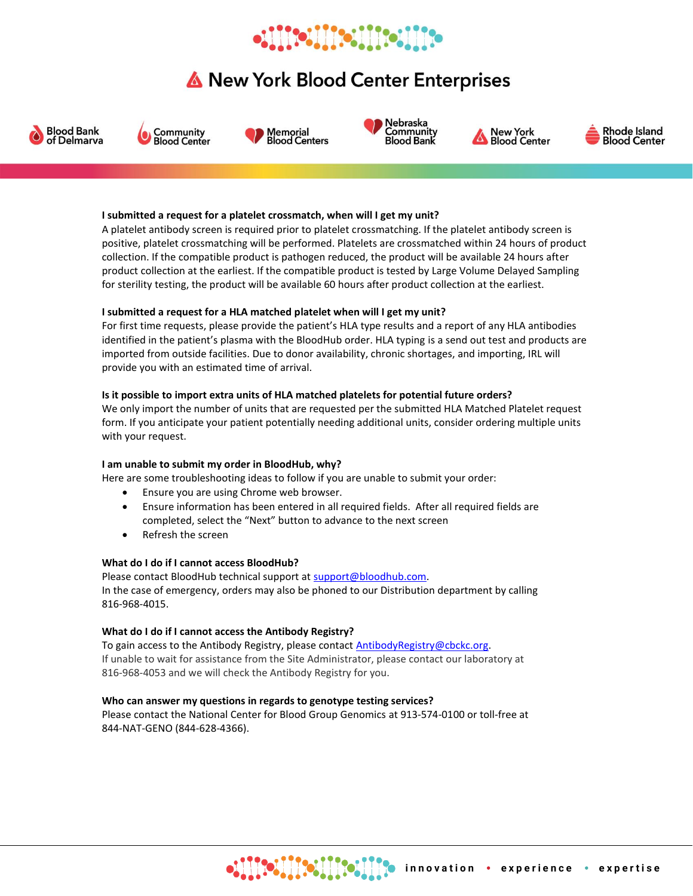# New York Blood Center Enterprises

Blood Bank of Delmarva | Community Blood Center | Memorial Blood Centers | Nebraska Community Blood Bank | New York Blood Center | Rhode Island Blood Center

**I submitted a request for a platelet crossmatch, when will I get my unit?**

A platelet antibody screen is required prior to platelet crossmatching. If the platelet antibody screen is positive, platelet crossmatching will be performed. Platelets are crossmatched within 24 hours of product collection. If the compatible product is pathogen reduced, the product will be available 24 hours after product collection at the earliest. If the compatible product is tested by Large Volume Delayed Sampling for sterility testing, the product will be available 60 hours after product collection at the earliest.

**I submitted a request for a HLA matched platelet when will I get my unit?**

For first time requests, please provide the patient's HLA type results and a report of any HLA antibodies identified in the patient's plasma with the BloodHub order. HLA typing is a send out test and products are imported from outside facilities. Due to donor availability, chronic shortages, and importing, IRL will provide you with an estimated time of arrival.

**Is it possible to import extra units of HLA matched platelets for potential future orders?**

We only import the number of units that are requested per the submitted HLA Matched Platelet request form. If you anticipate your patient potentially needing additional units, consider ordering multiple units with your request.

**I am unable to submit my order in BloodHub, why?**

Here are some troubleshooting ideas to follow if you are unable to submit your order:

- Ensure you are using Chrome web browser.
- Ensure information has been entered in all required fields. After all required fields are completed, select the "Next" button to advance to the next screen
- Refresh the screen

**What do I do if I cannot access BloodHub?**

Please contact BloodHub technical support at support@bloodhub.com.
In the case of emergency, orders may also be phoned to our Distribution department by calling 816-968-4015.

**What do I do if I cannot access the Antibody Registry?**

To gain access to the Antibody Registry, please contact AntibodyRegistry@cbckc.org.
If unable to wait for assistance from the Site Administrator, please contact our laboratory at 816-968-4053 and we will check the Antibody Registry for you.

**Who can answer my questions in regards to genotype testing services?**

Please contact the National Center for Blood Group Genomics at 913-574-0100 or toll-free at 844-NAT-GENO (844-628-4366).